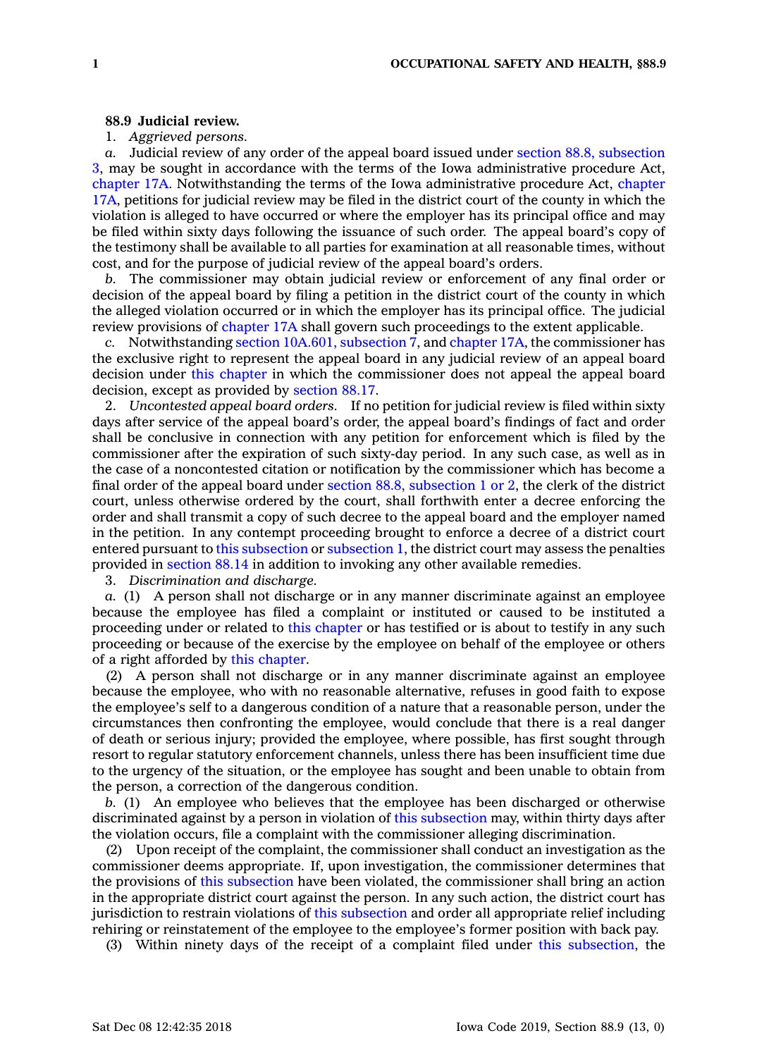**88.9 Judicial review.**

1. *Aggrieved persons.*

*a.* Judicial review of any order of the appeal board issued under section 88.8, subsection 3, may be sought in accordance with the terms of the Iowa administrative procedure Act, chapter 17A. Notwithstanding the terms of the Iowa administrative procedure Act, chapter 17A, petitions for judicial review may be filed in the district court of the county in which the violation is alleged to have occurred or where the employer has its principal office and may be filed within sixty days following the issuance of such order. The appeal board's copy of the testimony shall be available to all parties for examination at all reasonable times, without cost, and for the purpose of judicial review of the appeal board's orders.

*b.* The commissioner may obtain judicial review or enforcement of any final order or decision of the appeal board by filing a petition in the district court of the county in which the alleged violation occurred or in which the employer has its principal office. The judicial review provisions of chapter 17A shall govern such proceedings to the extent applicable.

*c.* Notwithstanding section 10A.601, subsection 7, and chapter 17A, the commissioner has the exclusive right to represent the appeal board in any judicial review of an appeal board decision under this chapter in which the commissioner does not appeal the appeal board decision, except as provided by section 88.17.

2. *Uncontested appeal board orders.* If no petition for judicial review is filed within sixty days after service of the appeal board's order, the appeal board's findings of fact and order shall be conclusive in connection with any petition for enforcement which is filed by the commissioner after the expiration of such sixty-day period. In any such case, as well as in the case of a noncontested citation or notification by the commissioner which has become a final order of the appeal board under section 88.8, subsection 1 or 2, the clerk of the district court, unless otherwise ordered by the court, shall forthwith enter a decree enforcing the order and shall transmit a copy of such decree to the appeal board and the employer named in the petition. In any contempt proceeding brought to enforce a decree of a district court entered pursuant to this subsection or subsection 1, the district court may assess the penalties provided in section 88.14 in addition to invoking any other available remedies.

3. *Discrimination and discharge.*

*a.* (1) A person shall not discharge or in any manner discriminate against an employee because the employee has filed a complaint or instituted or caused to be instituted a proceeding under or related to this chapter or has testified or is about to testify in any such proceeding or because of the exercise by the employee on behalf of the employee or others of a right afforded by this chapter.

(2) A person shall not discharge or in any manner discriminate against an employee because the employee, who with no reasonable alternative, refuses in good faith to expose the employee's self to a dangerous condition of a nature that a reasonable person, under the circumstances then confronting the employee, would conclude that there is a real danger of death or serious injury; provided the employee, where possible, has first sought through resort to regular statutory enforcement channels, unless there has been insufficient time due to the urgency of the situation, or the employee has sought and been unable to obtain from the person, a correction of the dangerous condition.

*b.* (1) An employee who believes that the employee has been discharged or otherwise discriminated against by a person in violation of this subsection may, within thirty days after the violation occurs, file a complaint with the commissioner alleging discrimination.

(2) Upon receipt of the complaint, the commissioner shall conduct an investigation as the commissioner deems appropriate. If, upon investigation, the commissioner determines that the provisions of this subsection have been violated, the commissioner shall bring an action in the appropriate district court against the person. In any such action, the district court has jurisdiction to restrain violations of this subsection and order all appropriate relief including rehiring or reinstatement of the employee to the employee's former position with back pay.

(3) Within ninety days of the receipt of a complaint filed under this subsection, the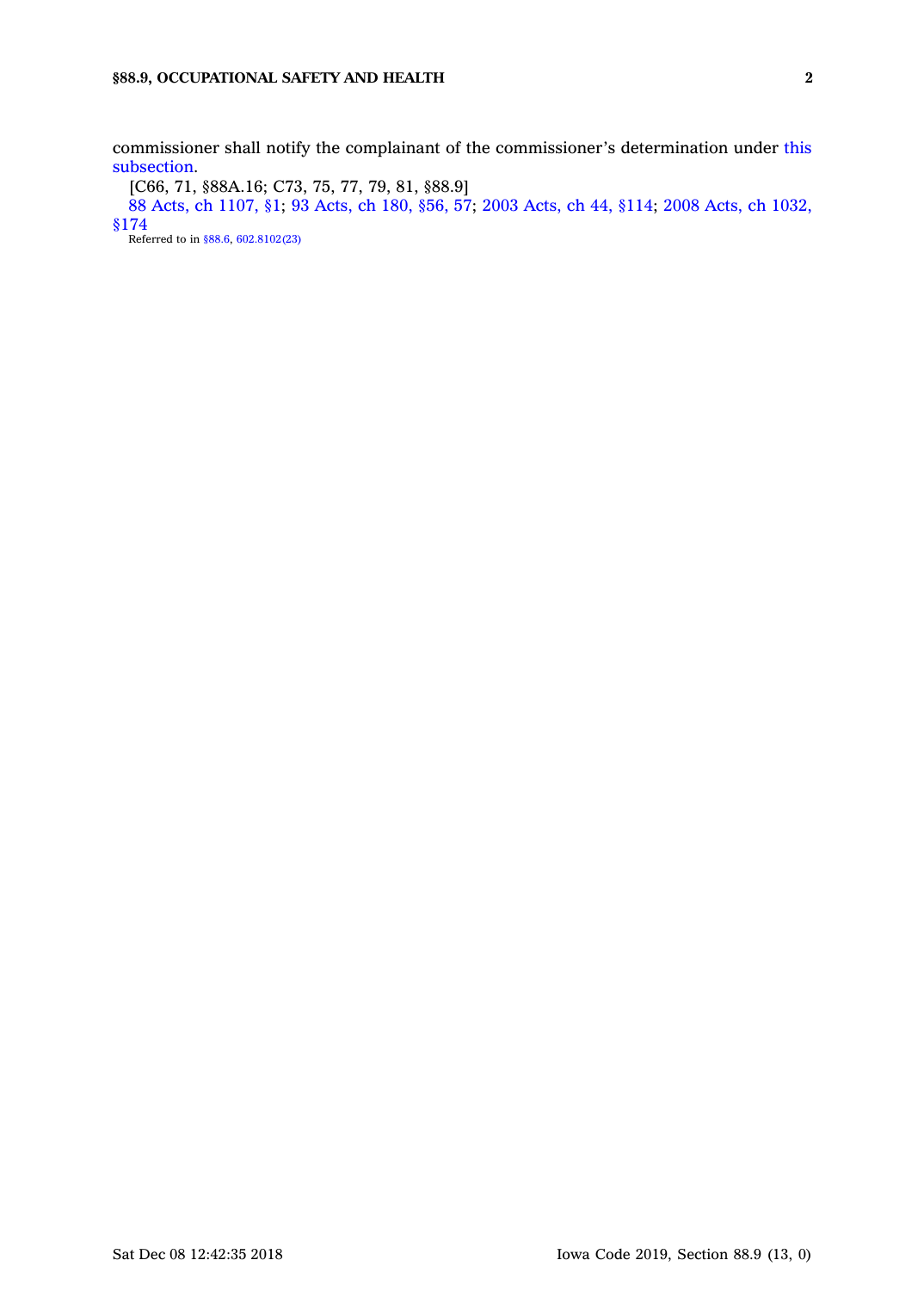commissioner shall notify the complainant of the commissioner's determination under this subsection.

[C66, 71, §88A.16; C73, 75, 77, 79, 81, §88.9]

88 Acts, ch 1107, §1; 93 Acts, ch 180, §56, 57; 2003 Acts, ch 44, §114; 2008 Acts, ch 1032, §174

Referred to in §88.6, 602.8102(23)